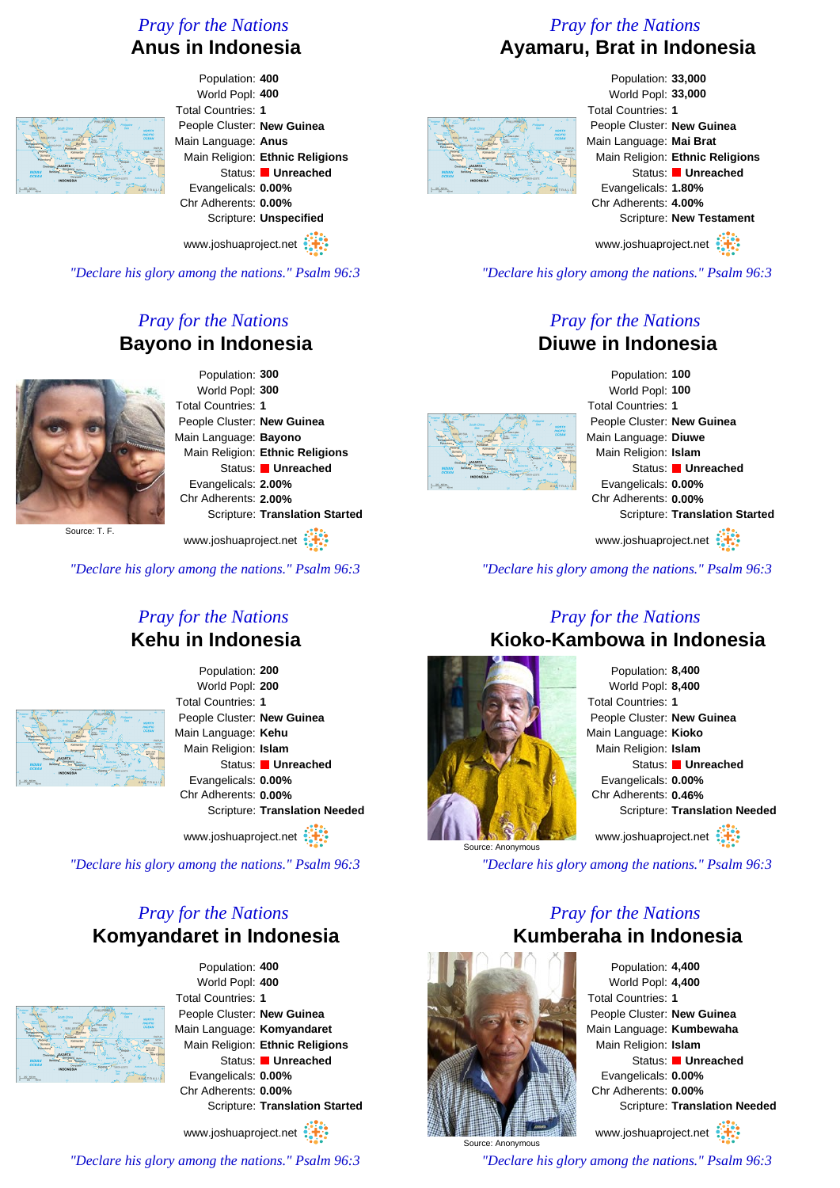## Pray for the Nations

# Anus in Indonesia

Population: **400**
World Popl: **400**
Total Countries: **1**
People Cluster: **New Guinea**
Main Language: **Anus**
Main Religion: **Ethnic Religions**
Status: **Unreached**
Evangelicals: **0.00%**
Chr Adherents: **0.00%**
Scripture: **Unspecified**

www.joshuaproject.net

*"Declare his glory among the nations." Psalm 96:3*

## Pray for the Nations

# Ayamaru, Brat in Indonesia

Population: **33,000**
World Popl: **33,000**
Total Countries: **1**
People Cluster: **New Guinea**
Main Language: **Mai Brat**
Main Religion: **Ethnic Religions**
Status: **Unreached**
Evangelicals: **1.80%**
Chr Adherents: **4.00%**
Scripture: **New Testament**

www.joshuaproject.net

*"Declare his glory among the nations." Psalm 96:3*

## Pray for the Nations

# Bayono in Indonesia

Source: T. F.

Population: **300**
World Popl: **300**
Total Countries: **1**
People Cluster: **New Guinea**
Main Language: **Bayono**
Main Religion: **Ethnic Religions**
Status: **Unreached**
Evangelicals: **2.00%**
Chr Adherents: **2.00%**
Scripture: **Translation Started**

www.joshuaproject.net

*"Declare his glory among the nations." Psalm 96:3*

## Pray for the Nations

# Diuwe in Indonesia

Population: **100**
World Popl: **100**
Total Countries: **1**
People Cluster: **New Guinea**
Main Language: **Diuwe**
Main Religion: **Islam**
Status: **Unreached**
Evangelicals: **0.00%**
Chr Adherents: **0.00%**
Scripture: **Translation Started**

www.joshuaproject.net

*"Declare his glory among the nations." Psalm 96:3*

## Pray for the Nations

# Kehu in Indonesia

Population: **200**
World Popl: **200**
Total Countries: **1**
People Cluster: **New Guinea**
Main Language: **Kehu**
Main Religion: **Islam**
Status: **Unreached**
Evangelicals: **0.00%**
Chr Adherents: **0.00%**
Scripture: **Translation Needed**

www.joshuaproject.net

*"Declare his glory among the nations." Psalm 96:3*

## Pray for the Nations

# Kioko-Kambowa in Indonesia

Source: Anonymous

Population: **8,400**
World Popl: **8,400**
Total Countries: **1**
People Cluster: **New Guinea**
Main Language: **Kioko**
Main Religion: **Islam**
Status: **Unreached**
Evangelicals: **0.00%**
Chr Adherents: **0.46%**
Scripture: **Translation Needed**

www.joshuaproject.net

*"Declare his glory among the nations." Psalm 96:3*

## Pray for the Nations

# Komyandaret in Indonesia

Population: **400**
World Popl: **400**
Total Countries: **1**
People Cluster: **New Guinea**
Main Language: **Komyandaret**
Main Religion: **Ethnic Religions**
Status: **Unreached**
Evangelicals: **0.00%**
Chr Adherents: **0.00%**
Scripture: **Translation Started**

www.joshuaproject.net

*"Declare his glory among the nations." Psalm 96:3*

## Pray for the Nations

# Kumberaha in Indonesia

Source: Anonymous

Population: **4,400**
World Popl: **4,400**
Total Countries: **1**
People Cluster: **New Guinea**
Main Language: **Kumbewaha**
Main Religion: **Islam**
Status: **Unreached**
Evangelicals: **0.00%**
Chr Adherents: **0.00%**
Scripture: **Translation Needed**

www.joshuaproject.net

*"Declare his glory among the nations." Psalm 96:3*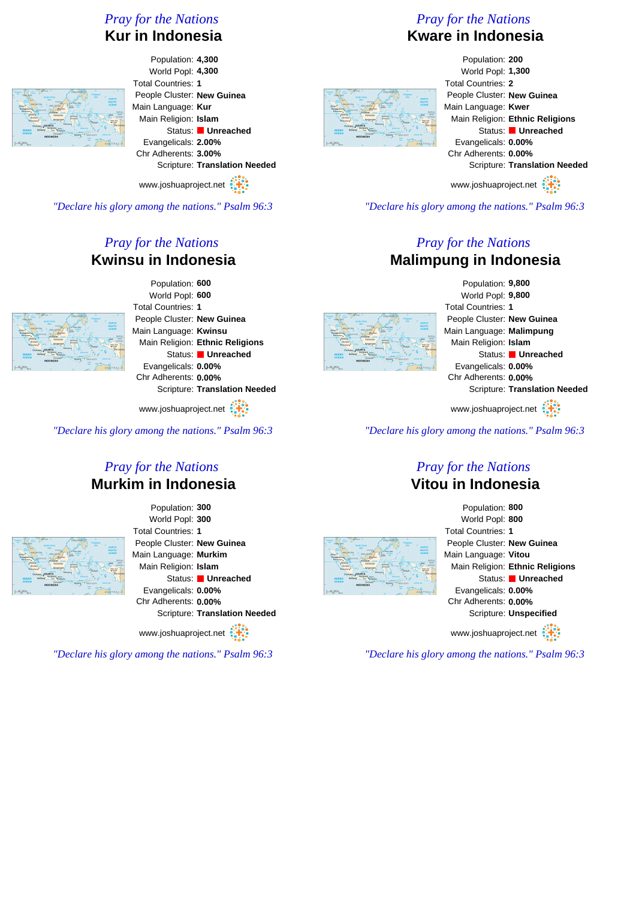*Pray for the Nations*

## Kur in Indonesia

Population: **4,300**
World Popl: **4,300**
Total Countries: **1**
People Cluster: **New Guinea**
Main Language: **Kur**
Main Religion: **Islam**
Status: **Unreached**
Evangelicals: **2.00%**
Chr Adherents: **3.00%**
Scripture: **Translation Needed**

www.joshuaproject.net

*"Declare his glory among the nations." Psalm 96:3*

*Pray for the Nations*

## Kware in Indonesia

Population: **200**
World Popl: **1,300**
Total Countries: **2**
People Cluster: **New Guinea**
Main Language: **Kwer**
Main Religion: **Ethnic Religions**
Status: **Unreached**
Evangelicals: **0.00%**
Chr Adherents: **0.00%**
Scripture: **Translation Needed**

www.joshuaproject.net

*"Declare his glory among the nations." Psalm 96:3*

*Pray for the Nations*

## Kwinsu in Indonesia

Population: **600**
World Popl: **600**
Total Countries: **1**
People Cluster: **New Guinea**
Main Language: **Kwinsu**
Main Religion: **Ethnic Religions**
Status: **Unreached**
Evangelicals: **0.00%**
Chr Adherents: **0.00%**
Scripture: **Translation Needed**

www.joshuaproject.net

*"Declare his glory among the nations." Psalm 96:3*

*Pray for the Nations*

## Malimpung in Indonesia

Population: **9,800**
World Popl: **9,800**
Total Countries: **1**
People Cluster: **New Guinea**
Main Language: **Malimpung**
Main Religion: **Islam**
Status: **Unreached**
Evangelicals: **0.00%**
Chr Adherents: **0.00%**
Scripture: **Translation Needed**

www.joshuaproject.net

*"Declare his glory among the nations." Psalm 96:3*

*Pray for the Nations*

## Murkim in Indonesia

Population: **300**
World Popl: **300**
Total Countries: **1**
People Cluster: **New Guinea**
Main Language: **Murkim**
Main Religion: **Islam**
Status: **Unreached**
Evangelicals: **0.00%**
Chr Adherents: **0.00%**
Scripture: **Translation Needed**

www.joshuaproject.net

*"Declare his glory among the nations." Psalm 96:3*

*Pray for the Nations*

## Vitou in Indonesia

Population: **800**
World Popl: **800**
Total Countries: **1**
People Cluster: **New Guinea**
Main Language: **Vitou**
Main Religion: **Ethnic Religions**
Status: **Unreached**
Evangelicals: **0.00%**
Chr Adherents: **0.00%**
Scripture: **Unspecified**

www.joshuaproject.net

*"Declare his glory among the nations." Psalm 96:3*